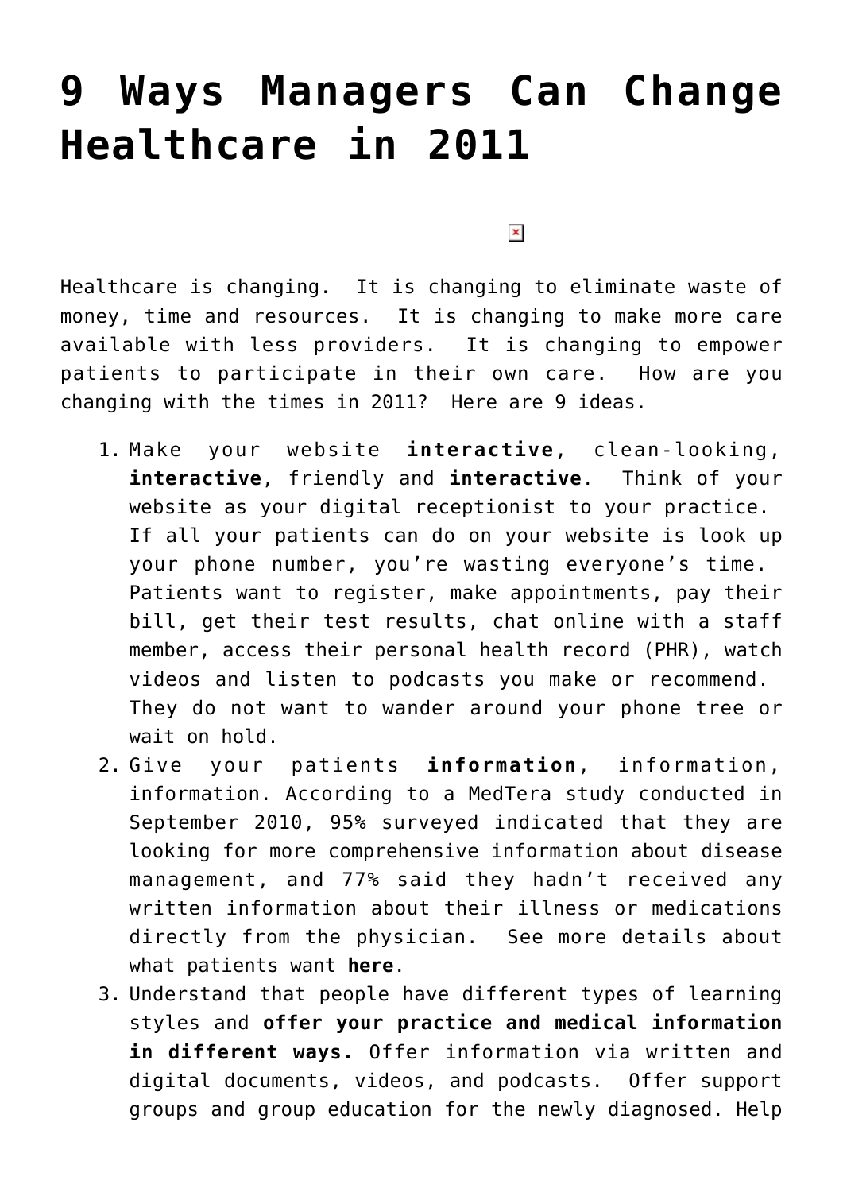# 9 Ways Managers Can Change Healthcare in 2011

Healthcare is changing. It is changing to eliminate waste of money, time and resources. It is changing to make more care available with less providers. It is changing to empower patients to participate in their own care. How are you changing with the times in 2011? Here are 9 ideas.

1. Make your website **interactive**, clean-looking, **interactive**, friendly and **interactive**. Think of your website as your digital receptionist to your practice. If all your patients can do on your website is look up your phone number, you're wasting everyone's time. Patients want to register, make appointments, pay their bill, get their test results, chat online with a staff member, access their personal health record (PHR), watch videos and listen to podcasts you make or recommend. They do not want to wander around your phone tree or wait on hold.
2. Give your patients **information**, information, information. According to a MedTera study conducted in September 2010, 95% surveyed indicated that they are looking for more comprehensive information about disease management, and 77% said they hadn't received any written information about their illness or medications directly from the physician. See more details about what patients want **here**.
3. Understand that people have different types of learning styles and **offer your practice and medical information in different ways.** Offer information via written and digital documents, videos, and podcasts. Offer support groups and group education for the newly diagnosed. Help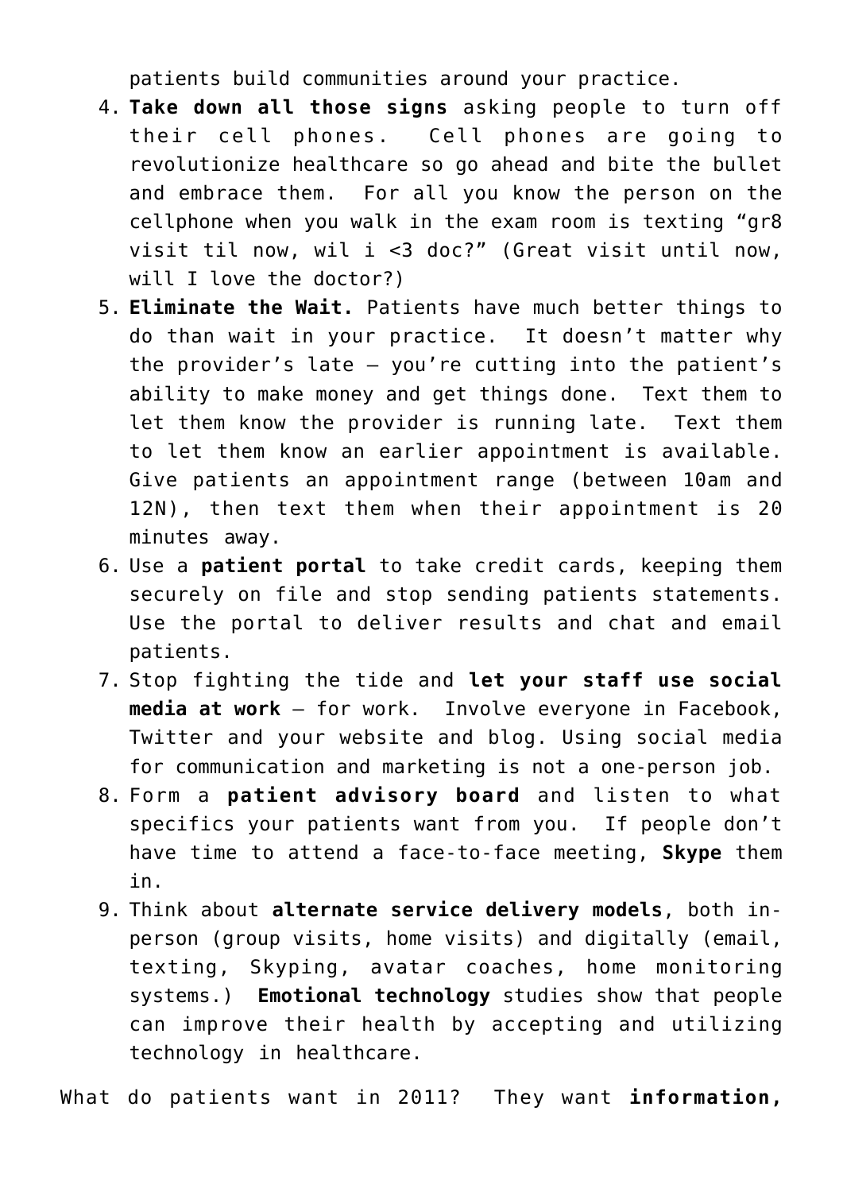patients build communities around your practice.

4. **Take down all those signs** asking people to turn off their cell phones. Cell phones are going to revolutionize healthcare so go ahead and bite the bullet and embrace them. For all you know the person on the cellphone when you walk in the exam room is texting "gr8 visit til now, wil i <3 doc?" (Great visit until now, will I love the doctor?)
5. **Eliminate the Wait.** Patients have much better things to do than wait in your practice. It doesn't matter why the provider's late – you're cutting into the patient's ability to make money and get things done. Text them to let them know the provider is running late. Text them to let them know an earlier appointment is available. Give patients an appointment range (between 10am and 12N), then text them when their appointment is 20 minutes away.
6. Use a **patient portal** to take credit cards, keeping them securely on file and stop sending patients statements. Use the portal to deliver results and chat and email patients.
7. Stop fighting the tide and **let your staff use social media at work** – for work. Involve everyone in Facebook, Twitter and your website and blog. Using social media for communication and marketing is not a one-person job.
8. Form a **patient advisory board** and listen to what specifics your patients want from you. If people don't have time to attend a face-to-face meeting, **Skype** them in.
9. Think about **alternate service delivery models**, both in-person (group visits, home visits) and digitally (email, texting, Skyping, avatar coaches, home monitoring systems.) **Emotional technology** studies show that people can improve their health by accepting and utilizing technology in healthcare.

What do patients want in 2011? They want **information,**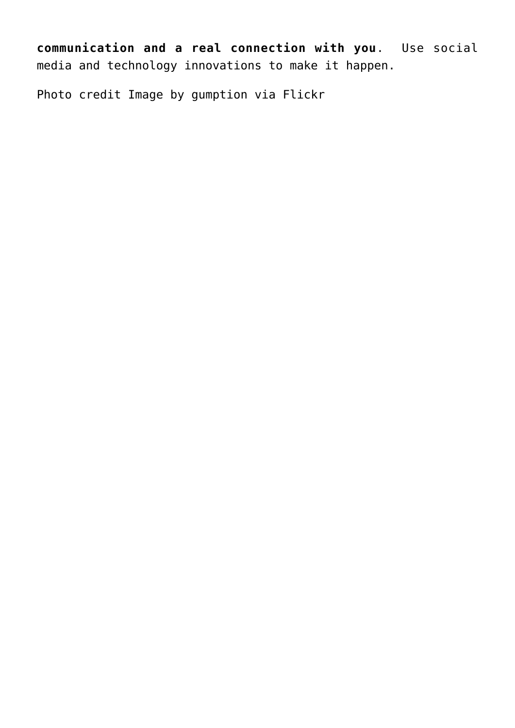**communication and a real connection with you**. Use social media and technology innovations to make it happen.

Photo credit Image by gumption via Flickr